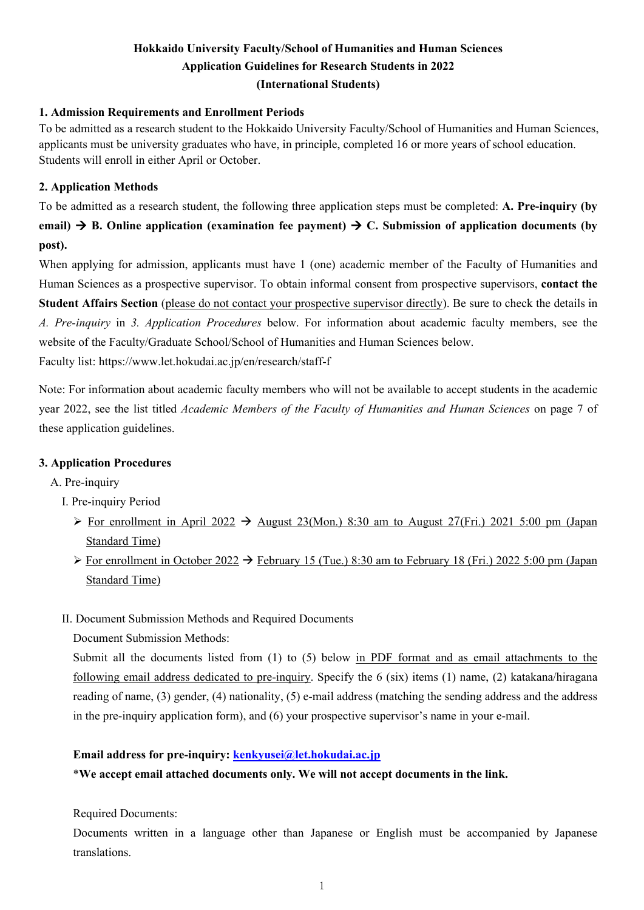**Hokkaido University Faculty/School of Humanities and Human Sciences**
**Application Guidelines for Research Students in 2022**
**(International Students)**

## 1. Admission Requirements and Enrollment Periods

To be admitted as a research student to the Hokkaido University Faculty/School of Humanities and Human Sciences, applicants must be university graduates who have, in principle, completed 16 or more years of school education. Students will enroll in either April or October.

## 2. Application Methods

To be admitted as a research student, the following three application steps must be completed: **A. Pre-inquiry (by email) → B. Online application (examination fee payment) → C. Submission of application documents (by post).**

When applying for admission, applicants must have 1 (one) academic member of the Faculty of Humanities and Human Sciences as a prospective supervisor. To obtain informal consent from prospective supervisors, **contact the Student Affairs Section** (please do not contact your prospective supervisor directly). Be sure to check the details in *A. Pre-inquiry* in *3. Application Procedures* below. For information about academic faculty members, see the website of the Faculty/Graduate School/School of Humanities and Human Sciences below.

Faculty list: https://www.let.hokudai.ac.jp/en/research/staff-f

Note: For information about academic faculty members who will not be available to accept students in the academic year 2022, see the list titled *Academic Members of the Faculty of Humanities and Human Sciences* on page 7 of these application guidelines.

## 3. Application Procedures

A. Pre-inquiry

I. Pre-inquiry Period

- For enrollment in April 2022 → August 23(Mon.) 8:30 am to August 27(Fri.) 2021 5:00 pm (Japan Standard Time)
- For enrollment in October 2022 → February 15 (Tue.) 8:30 am to February 18 (Fri.) 2022 5:00 pm (Japan Standard Time)

II. Document Submission Methods and Required Documents

Document Submission Methods:

Submit all the documents listed from (1) to (5) below in PDF format and as email attachments to the following email address dedicated to pre-inquiry. Specify the 6 (six) items (1) name, (2) katakana/hiragana reading of name, (3) gender, (4) nationality, (5) e-mail address (matching the sending address and the address in the pre-inquiry application form), and (6) your prospective supervisor's name in your e-mail.

**Email address for pre-inquiry: kenkyusei@let.hokudai.ac.jp**

***We accept email attached documents only. We will not accept documents in the link.**

Required Documents:

Documents written in a language other than Japanese or English must be accompanied by Japanese translations.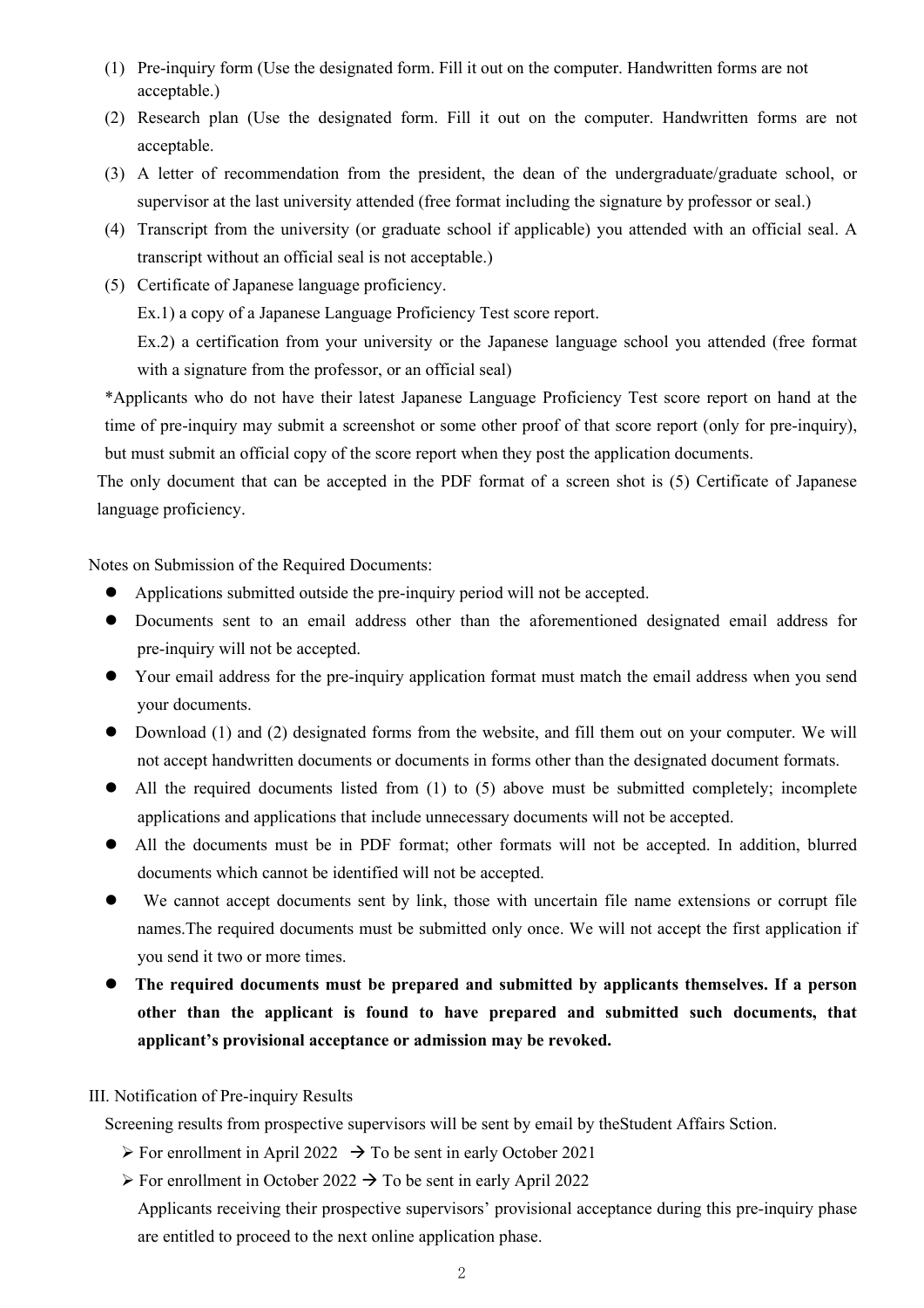(1) Pre-inquiry form (Use the designated form. Fill it out on the computer. Handwritten forms are not acceptable.)

(2) Research plan (Use the designated form. Fill it out on the computer. Handwritten forms are not acceptable.

(3) A letter of recommendation from the president, the dean of the undergraduate/graduate school, or supervisor at the last university attended (free format including the signature by professor or seal.)

(4) Transcript from the university (or graduate school if applicable) you attended with an official seal. A transcript without an official seal is not acceptable.)

(5) Certificate of Japanese language proficiency.

Ex.1) a copy of a Japanese Language Proficiency Test score report.

Ex.2) a certification from your university or the Japanese language school you attended (free format with a signature from the professor, or an official seal)

*Applicants who do not have their latest Japanese Language Proficiency Test score report on hand at the time of pre-inquiry may submit a screenshot or some other proof of that score report (only for pre-inquiry), but must submit an official copy of the score report when they post the application documents.

The only document that can be accepted in the PDF format of a screen shot is (5) Certificate of Japanese language proficiency.

Notes on Submission of the Required Documents:

- Applications submitted outside the pre-inquiry period will not be accepted.
- Documents sent to an email address other than the aforementioned designated email address for pre-inquiry will not be accepted.
- Your email address for the pre-inquiry application format must match the email address when you send your documents.
- Download (1) and (2) designated forms from the website, and fill them out on your computer. We will not accept handwritten documents or documents in forms other than the designated document formats.
- All the required documents listed from (1) to (5) above must be submitted completely; incomplete applications and applications that include unnecessary documents will not be accepted.
- All the documents must be in PDF format; other formats will not be accepted. In addition, blurred documents which cannot be identified will not be accepted.
- We cannot accept documents sent by link, those with uncertain file name extensions or corrupt file names.The required documents must be submitted only once. We will not accept the first application if you send it two or more times.
- **The required documents must be prepared and submitted by applicants themselves. If a person other than the applicant is found to have prepared and submitted such documents, that applicant's provisional acceptance or admission may be revoked.**

III. Notification of Pre-inquiry Results

Screening results from prospective supervisors will be sent by email by theStudent Affairs Sction.

- For enrollment in April 2022 → To be sent in early October 2021
- For enrollment in October 2022 → To be sent in early April 2022

Applicants receiving their prospective supervisors' provisional acceptance during this pre-inquiry phase are entitled to proceed to the next online application phase.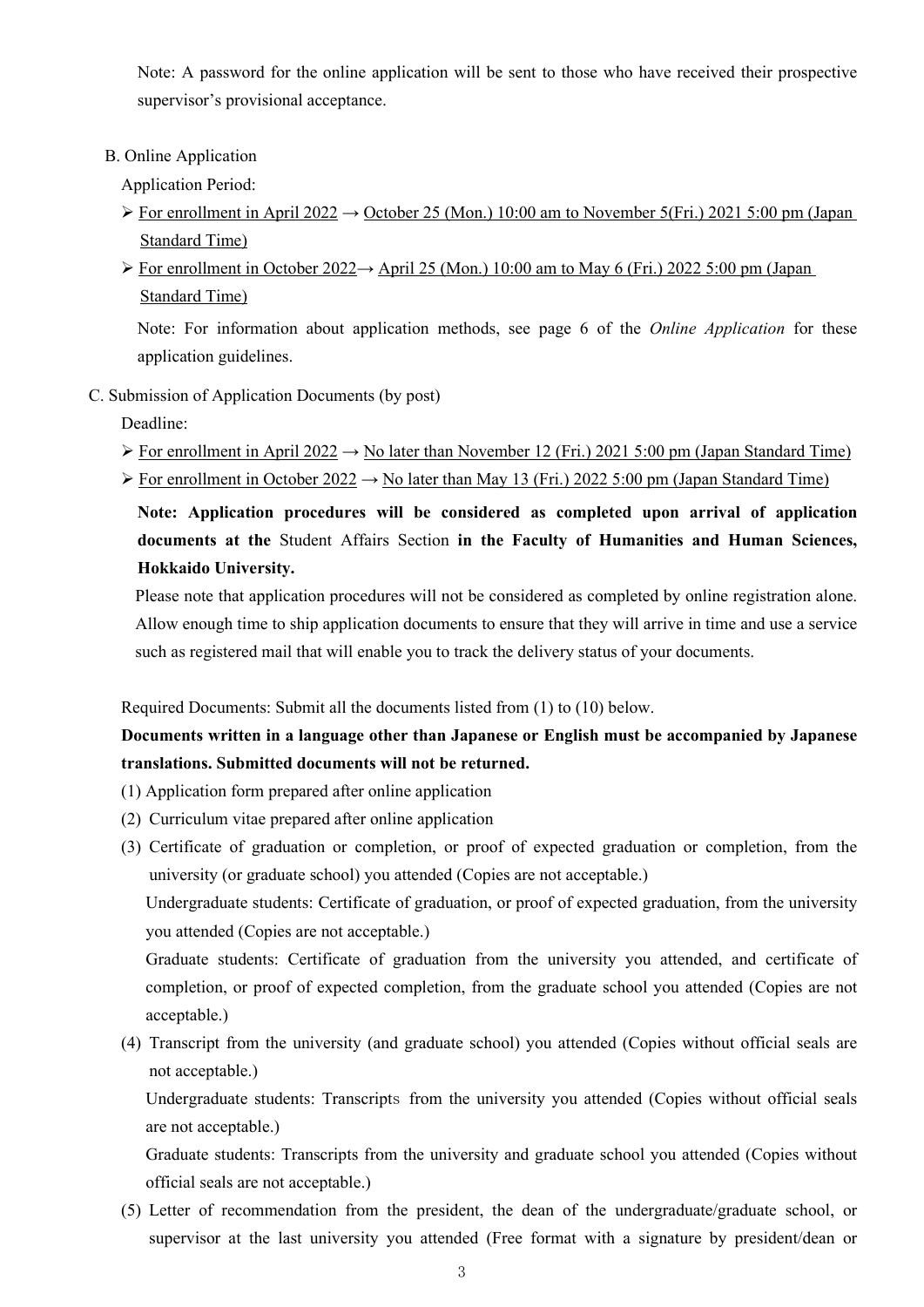Note: A password for the online application will be sent to those who have received their prospective supervisor's provisional acceptance.

B. Online Application

Application Period:

- For enrollment in April 2022 → October 25 (Mon.) 10:00 am to November 5(Fri.) 2021 5:00 pm (Japan Standard Time)
- For enrollment in October 2022→ April 25 (Mon.) 10:00 am to May 6 (Fri.) 2022 5:00 pm (Japan Standard Time)

Note: For information about application methods, see page 6 of the *Online Application* for these application guidelines.

C. Submission of Application Documents (by post)

Deadline:

- For enrollment in April 2022 → No later than November 12 (Fri.) 2021 5:00 pm (Japan Standard Time)
- For enrollment in October 2022 → No later than May 13 (Fri.) 2022 5:00 pm (Japan Standard Time)

**Note: Application procedures will be considered as completed upon arrival of application documents at the** Student Affairs Section **in the Faculty of Humanities and Human Sciences, Hokkaido University.**

Please note that application procedures will not be considered as completed by online registration alone. Allow enough time to ship application documents to ensure that they will arrive in time and use a service such as registered mail that will enable you to track the delivery status of your documents.

Required Documents: Submit all the documents listed from (1) to (10) below.

**Documents written in a language other than Japanese or English must be accompanied by Japanese translations. Submitted documents will not be returned.**

(1) Application form prepared after online application

(2) Curriculum vitae prepared after online application

(3) Certificate of graduation or completion, or proof of expected graduation or completion, from the university (or graduate school) you attended (Copies are not acceptable.)

Undergraduate students: Certificate of graduation, or proof of expected graduation, from the university you attended (Copies are not acceptable.)

Graduate students: Certificate of graduation from the university you attended, and certificate of completion, or proof of expected completion, from the graduate school you attended (Copies are not acceptable.)

(4) Transcript from the university (and graduate school) you attended (Copies without official seals are not acceptable.)

Undergraduate students: Transcripts from the university you attended (Copies without official seals are not acceptable.)

Graduate students: Transcripts from the university and graduate school you attended (Copies without official seals are not acceptable.)

(5) Letter of recommendation from the president, the dean of the undergraduate/graduate school, or supervisor at the last university you attended (Free format with a signature by president/dean or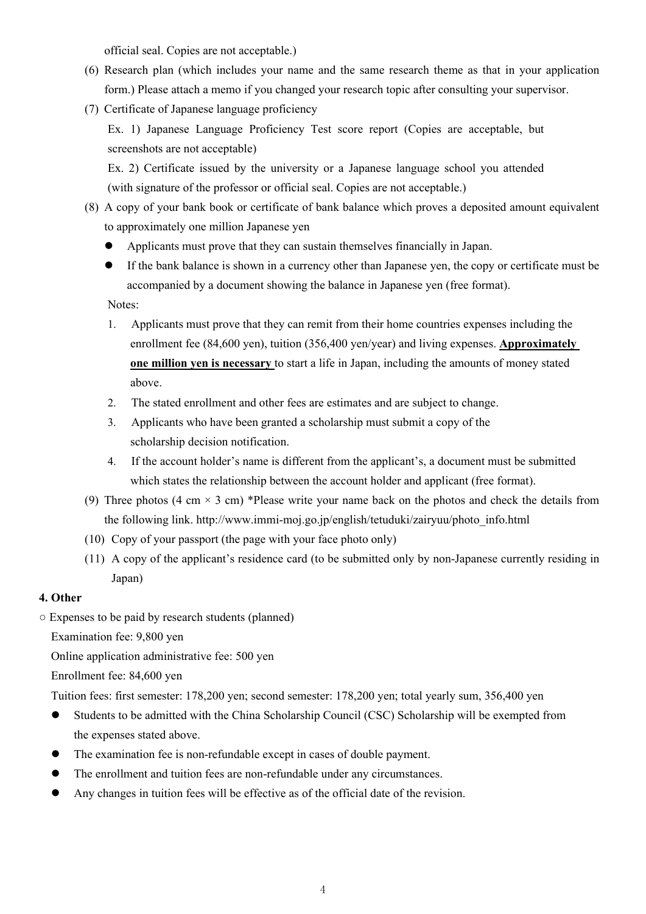official seal. Copies are not acceptable.)

(6) Research plan (which includes your name and the same research theme as that in your application form.) Please attach a memo if you changed your research topic after consulting your supervisor.

(7) Certificate of Japanese language proficiency

Ex. 1) Japanese Language Proficiency Test score report (Copies are acceptable, but screenshots are not acceptable)

Ex. 2) Certificate issued by the university or a Japanese language school you attended (with signature of the professor or official seal. Copies are not acceptable.)

(8) A copy of your bank book or certificate of bank balance which proves a deposited amount equivalent to approximately one million Japanese yen

- Applicants must prove that they can sustain themselves financially in Japan.
- If the bank balance is shown in a currency other than Japanese yen, the copy or certificate must be accompanied by a document showing the balance in Japanese yen (free format).

Notes:

1. Applicants must prove that they can remit from their home countries expenses including the enrollment fee (84,600 yen), tuition (356,400 yen/year) and living expenses. **Approximately one million yen is necessary** to start a life in Japan, including the amounts of money stated above.
2. The stated enrollment and other fees are estimates and are subject to change.
3. Applicants who have been granted a scholarship must submit a copy of the scholarship decision notification.
4. If the account holder's name is different from the applicant's, a document must be submitted which states the relationship between the account holder and applicant (free format).

(9) Three photos (4 cm × 3 cm) *Please write your name back on the photos and check the details from the following link. http://www.immi-moj.go.jp/english/tetuduki/zairyuu/photo_info.html

(10) Copy of your passport (the page with your face photo only)

(11) A copy of the applicant's residence card (to be submitted only by non-Japanese currently residing in Japan)

**4. Other**

○ Expenses to be paid by research students (planned)

Examination fee: 9,800 yen

Online application administrative fee: 500 yen

Enrollment fee: 84,600 yen

Tuition fees: first semester: 178,200 yen; second semester: 178,200 yen; total yearly sum, 356,400 yen

- Students to be admitted with the China Scholarship Council (CSC) Scholarship will be exempted from the expenses stated above.
- The examination fee is non-refundable except in cases of double payment.
- The enrollment and tuition fees are non-refundable under any circumstances.
- Any changes in tuition fees will be effective as of the official date of the revision.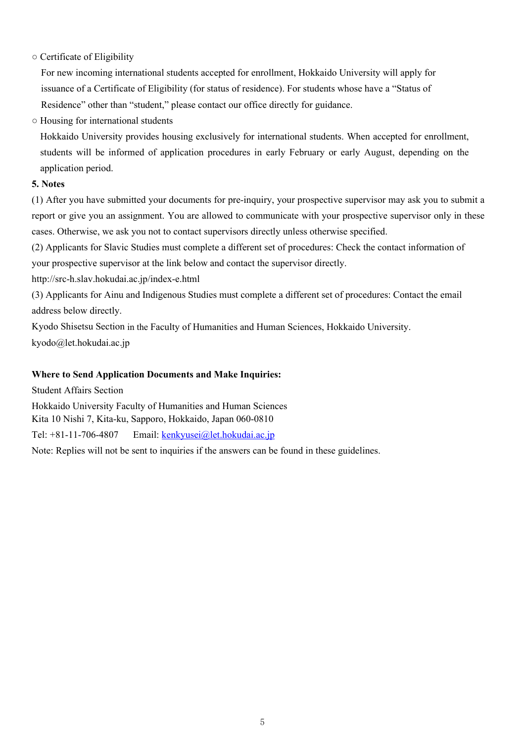○ Certificate of Eligibility

For new incoming international students accepted for enrollment, Hokkaido University will apply for issuance of a Certificate of Eligibility (for status of residence). For students whose have a "Status of Residence" other than "student," please contact our office directly for guidance.

○ Housing for international students

Hokkaido University provides housing exclusively for international students. When accepted for enrollment, students will be informed of application procedures in early February or early August, depending on the application period.

**5. Notes**

(1) After you have submitted your documents for pre-inquiry, your prospective supervisor may ask you to submit a report or give you an assignment. You are allowed to communicate with your prospective supervisor only in these cases. Otherwise, we ask you not to contact supervisors directly unless otherwise specified.

(2) Applicants for Slavic Studies must complete a different set of procedures: Check the contact information of your prospective supervisor at the link below and contact the supervisor directly.

http://src-h.slav.hokudai.ac.jp/index-e.html

(3) Applicants for Ainu and Indigenous Studies must complete a different set of procedures: Contact the email address below directly.

Kyodo Shisetsu Section in the Faculty of Humanities and Human Sciences, Hokkaido University.

kyodo@let.hokudai.ac.jp

**Where to Send Application Documents and Make Inquiries:**

Student Affairs Section

Hokkaido University Faculty of Humanities and Human Sciences

Kita 10 Nishi 7, Kita-ku, Sapporo, Hokkaido, Japan 060-0810

Tel: +81-11-706-4807 Email: kenkyusei@let.hokudai.ac.jp

Note: Replies will not be sent to inquiries if the answers can be found in these guidelines.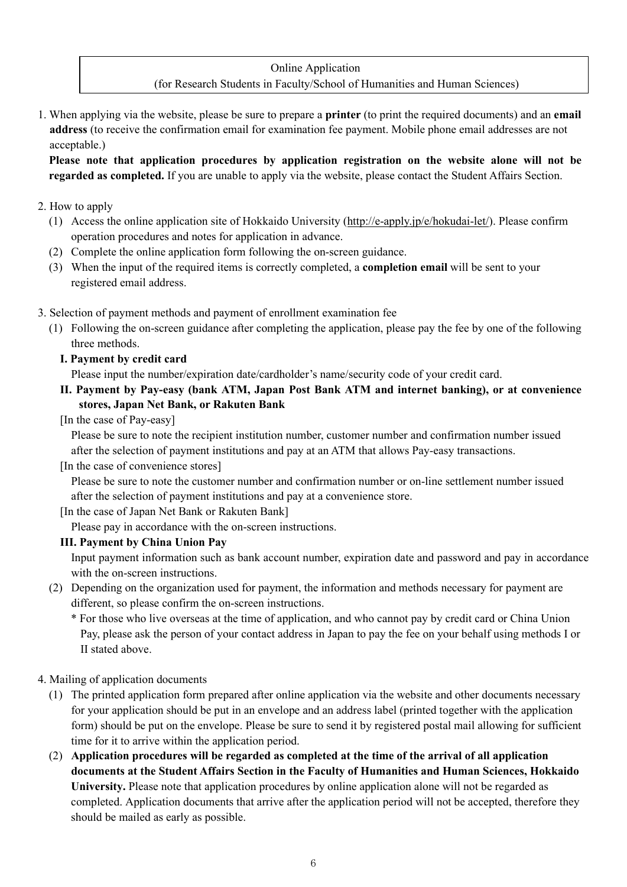**Online Application**
**(for Research Students in Faculty/School of Humanities and Human Sciences)**

1. When applying via the website, please be sure to prepare a **printer** (to print the required documents) and an **email address** (to receive the confirmation email for examination fee payment. Mobile phone email addresses are not acceptable.)

   **Please note that application procedures by application registration on the website alone will not be regarded as completed.** If you are unable to apply via the website, please contact the Student Affairs Section.

2. How to apply
   (1) Access the online application site of Hokkaido University (http://e-apply.jp/e/hokudai-let/). Please confirm operation procedures and notes for application in advance.
   (2) Complete the online application form following the on-screen guidance.
   (3) When the input of the required items is correctly completed, a **completion email** will be sent to your registered email address.

3. Selection of payment methods and payment of enrollment examination fee
   (1) Following the on-screen guidance after completing the application, please pay the fee by one of the following three methods.

   **I. Payment by credit card**

   Please input the number/expiration date/cardholder's name/security code of your credit card.

   **II. Payment by Pay-easy (bank ATM, Japan Post Bank ATM and internet banking), or at convenience stores, Japan Net Bank, or Rakuten Bank**

   [In the case of Pay-easy]

   Please be sure to note the recipient institution number, customer number and confirmation number issued after the selection of payment institutions and pay at an ATM that allows Pay-easy transactions.

   [In the case of convenience stores]

   Please be sure to note the customer number and confirmation number or on-line settlement number issued after the selection of payment institutions and pay at a convenience store.

   [In the case of Japan Net Bank or Rakuten Bank]

   Please pay in accordance with the on-screen instructions.

   **III. Payment by China Union Pay**

   Input payment information such as bank account number, expiration date and password and pay in accordance with the on-screen instructions.

   (2) Depending on the organization used for payment, the information and methods necessary for payment are different, so please confirm the on-screen instructions.

   \* For those who live overseas at the time of application, and who cannot pay by credit card or China Union Pay, please ask the person of your contact address in Japan to pay the fee on your behalf using methods I or II stated above.

4. Mailing of application documents
   (1) The printed application form prepared after online application via the website and other documents necessary for your application should be put in an envelope and an address label (printed together with the application form) should be put on the envelope. Please be sure to send it by registered postal mail allowing for sufficient time for it to arrive within the application period.
   (2) **Application procedures will be regarded as completed at the time of the arrival of all application documents at the Student Affairs Section in the Faculty of Humanities and Human Sciences, Hokkaido University.** Please note that application procedures by online application alone will not be regarded as completed. Application documents that arrive after the application period will not be accepted, therefore they should be mailed as early as possible.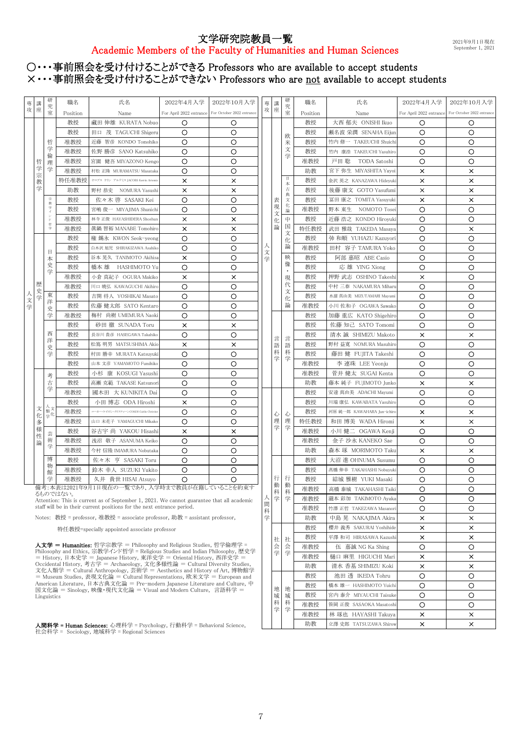# 文学研究院教員一覧

## Academic Members of the Faculty of Humanities and Human Sciences

2021年9月1日現在
September 1, 2021

○・・・事前照会を受け付けることができる Professors who are available to accept students
×・・・事前照会を受け付けることができない Professors who are not available to accept students

| 専攻 | 講座 | 研究室 | 職名 Position | 氏名 Name | 2022年4月入学 For April 2022 entrance | 2022年10月入学 For October 2022 entrance |
|---|---|---|---|---|---|---|
| 人文学 | 哲学宗教学 | 哲学倫理学 | 教授 | 藏田 伸雄 KURATA Nobuo | ○ | ○ |
| | | | 教授 | 田口 茂 TAGUCHI Shigeru | ○ | ○ |
| | | | 准教授 | 近藤 智彦 KONDO Tomohiko | ○ | ○ |
| | | | 准教授 | 佐野 勝彦 SANO Katsuhiko | ○ | ○ |
| | | | 准教授 | 宮園 健吾 MIYAZONO Kengo | ○ | ○ |
| | | | 准教授 | 村松 正隆 MURAMATSU Masataka | ○ | ○ |
| | | | 特任准教授 | ヤコブス ケリン アルテミス JACOBS Kerrin Artemis | × | × |
| | | | 助教 | 野村 恭史 NOMURA Yasushi | × | × |
| | | 宗教学インド哲学 | 教授 | 佐々木 啓 SASAKI Kei | ○ | ○ |
| | | | 教授 | 宮嶋 俊一 MIYAJIMA Shunichi | ○ | ○ |
| | | | 准教授 | 林寺 正俊 HAYASHIDERA Shoshun | × | × |
| | | | 准教授 | 眞鍋 智裕 MANABE Tomohiro | × | × |
| | 歴史学 | 日本史学 | 教授 | 權 錫永 KWON Seok-yeong | ○ | ○ |
| | | | 教授 | 白木沢 旭児 SHIRAKIZAWA Asahiko | ○ | ○ |
| | | | 教授 | 谷本 晃久 TANIMOTO Akihisa | × | ○ |
| | | | 教授 | 橋本 雄 HASHIMOTO Yu | ○ | ○ |
| | | | 准教授 | 小倉 真紀子 OGURA Makiko | × | × |
| | | | 准教授 | 川口 暁弘 KAWAGUCHI Akihiro | ○ | ○ |
| | | 東洋史学 | 教授 | 吉開 将人 YOSHIKAI Masato | ○ | ○ |
| | | | 教授 | 佐藤 健太郎 SATO Kentaro | ○ | ○ |
| | | | 准教授 | 梅村 尚樹 UMEMURA Naoki | ○ | ○ |
| | | 西洋史学 | 教授 | 砂田 徹 SUNADA Toru | × | × |
| | | | 教授 | 長谷川 貴彦 HASEGAWA Takahiko | ○ | ○ |
| | | | 教授 | 松嶋 明男 MATSUSHIMA Akio | × | × |
| | | | 教授 | 村田 勝幸 MURATA Katsuyuki | ○ | ○ |
| | | | 教授 | 山本 文彦 YAMAMOTO Fumihiko | ○ | ○ |
| | 文化多様性論 | 考古学 | 教授 | 小杉 康 KOSUGI Yasushi | ○ | ○ |
| | | | 教授 | 高瀬 克範 TAKASE Katsunori | ○ | ○ |
| | | | 准教授 | 國木田 大 KUNIKITA Dai | ○ | ○ |
| | | 文化人類学 | 教授 | 小田 博志 ODA Hiroshi | × | ○ |
| | | | 准教授 | コーカー・ケイトリン・クリスティーン COKER Caitlin Christine | ○ | ○ |
| | | | 准教授 | 山口 未花子 YAMAGUCHI Mikako | ○ | ○ |
| | | 芸術学 | 教授 | 谷古宇 尚 YAKOU Hisashi | × | × |
| | | | 准教授 | 浅沼 敬子 ASANUMA Keiko | ○ | ○ |
| | | | 准教授 | 今村 信隆 IMAMURA Nobutaka | ○ | ○ |
| | | 博物館学 | 教授 | 佐々木 亨 SASAKI Toru | ○ | ○ |
| | | | 准教授 | 鈴木 幸人 SUZUKI Yukito | ○ | ○ |
| | | | 准教授 | 久井 貴世 HISAI Atsuyo | ○ | ○ |
| 人文学 | 表現文化論 | 欧米文学 | 教授 | 大西 郁夫 ONISHI Ikuo | ○ | ○ |
| | | | 教授 | 瀬名波 栄潤 SENAHA Eijun | ○ | ○ |
| | | | 教授 | 竹内 修一 TAKEUCHI Shuichi | ○ | ○ |
| | | | 教授 | 竹内 康浩 TAKEUCHI Yasuhiro | ○ | ○ |
| | | | 准教授 | 戸田 聡 TODA Satoshi | ○ | ○ |
| | | | 助教 | 宮下 弥生 MIYASHITA Yayoi | × | × |
| | | 日本古典文化論 | 教授 | 金沢 英之 KANAZAWA Hideyuki | × | × |
| | | | 教授 | 後藤 康文 GOTO Yasufumi | × | × |
| | | | 教授 | 冨田 康之 TOMITA Yasuyuki | × | × |
| | | | 准教授 | 野本 東生 NOMOTO Tosei | ○ | ○ |
| | | 中国文化論 | 教授 | 近藤 浩之 KONDO Hiroyuki | ○ | ○ |
| | | | 特任教授 | 武田 雅哉 TAKEDA Masaya | ○ | × |
| | | | 教授 | 弥 和順 YUHAZU Kazuyori | ○ | ○ |
| | | | 准教授 | 田村 容子 TAMURA Yoko | ○ | ○ |
| | | 映像・現代文化論 | 教授 | 阿部 嘉昭 ABE Casio | ○ | ○ |
| | | | 教授 | 応 雄 YING Xiong | ○ | ○ |
| | | | 教授 | 押野 武志 OSHINO Takeshi | × | ○ |
| | | | 教授 | 中村 三春 NAKAMURA Miharu | ○ | ○ |
| | | | 教授 | 水溜 真由美 MIZUTAMARI Mayumi | ○ | ○ |
| | | | 准教授 | 小川 佐和子 OGAWA Sawako | ○ | ○ |
| | 言語科学 | 言語科学 | 教授 | 加藤 重広 KATO Shigehiro | ○ | ○ |
| | | | 教授 | 佐藤 知己 SATO Tomomi | ○ | ○ |
| | | | 教授 | 清水 誠 SHIMIZU Makoto | × | × |
| | | | 教授 | 野村 益寛 NOMURA Masuhiro | ○ | ○ |
| | | | 教授 | 藤田 健 FUJITA Takeshi | ○ | ○ |
| | | | 准教授 | 李 連珠 LEE Yeonju | ○ | ○ |
| | | | 准教授 | 菅井 健太 SUGAI Kenta | ○ | ○ |
| | | | 助教 | 藤本 純子 FUJIMOTO Junko | × | × |
| 人間科学 | 心理学 | 心理学 | 教授 | 安達 真由美 ADACHI Mayumi | ○ | ○ |
| | | | 教授 | 川端 康弘 KAWABATA Yasuhiro | ○ | ○ |
| | | | 教授 | 河原 純一郎 KAWAHARA Jun-ichiro | × | × |
| | | | 特任教授 | 和田 博美 WADA Hiromi | × | × |
| | | | 准教授 | 小川 健二 OGAWA Kenji | ○ | ○ |
| | | | 准教授 | 金子 沙永 KANEKO Sae | ○ | ○ |
| | | | 助教 | 森本 琢 MORIMOTO Taku | × | × |
| | 行動科学 | 行動科学 | 教授 | 大沼 進 OHNUMA Susumu | ○ | ○ |
| | | | 教授 | 高橋 伸幸 TAKAHASHI Nobuyuki | ○ | ○ |
| | | | 教授 | 結城 雅樹 YUKI Masaki | ○ | ○ |
| | | | 准教授 | 高橋 泰城 TAKAHASHI Taiki | ○ | ○ |
| | | | 准教授 | 瀧本 彩加 TAKIMOTO Ayaka | ○ | ○ |
| | | | 准教授 | 竹澤 正哲 TAKEZAWA Masanori | ○ | ○ |
| | | | 助教 | 中島 晃 NAKAJIMA Akira | × | × |
| | 社会学 | 社会学 | 教授 | 櫻井 義秀 SAKURAI Yoshihide | × | × |
| | | | 教授 | 平澤 和司 HIRASAWA Kazushi | × | × |
| | | | 准教授 | 伍 嘉誠 NG Ka Shing | ○ | ○ |
| | | | 准教授 | 樋口 麻里 HIGUCHI Mari | × | × |
| | | | 助教 | 清水 香基 SHIMIZU Koki | × | × |
| | 地域科学 | 地域科学 | 教授 | 池田 透 IKEDA Tohru | ○ | ○ |
| | | | 教授 | 橋本 雄一 HASHIMOTO Yuichi | ○ | ○ |
| | | | 教授 | 宮内 泰介 MIYAUCHI Taisuke | ○ | ○ |
| | | | 准教授 | 笹岡 正俊 SASAOKA Masatoshi | ○ | ○ |
| | | | 准教授 | 林 琢也 HAYASHI Takuya | × | × |
| | | | 助教 | 立澤 史郎 TATSUZAWA Shirow | × | × |

備考：本表は2021年9月1日現在の一覧であり、入学時まで教員が在籍していることを約束するものではない。
Attention: This is current as of September 1, 2021. We cannot guarantee that all academic staff will be in their current positions for the next entrance period.

Notes: 教授 = professor, 准教授 = associate professor, 助教 = assistant professor,

特任教授=specially appointed associate professor

**人文学 = Humanities:** 哲学宗教学 = Philosophy and Religious Studies, 哲学倫理学 = Philosophy and Ethics, 宗教学インド哲学 = Religious Studies and Indian Philosophy, 歴史学 = History, 日本史学 = Japanese History, 東洋史学 = Oriental History, 西洋史学 = Occidental History, 考古学 = Archaeology, 文化多様性論 = Cultural Diversity Studies, 文化人類学 = Cultural Anthropology, 芸術学 = Aesthetics and History of Art, 博物館学 = Museum Studies, 表現文化論 = Cultural Representations, 欧米文学 = European and American Literature, 日本古典文化論 = Pre-modern Japanese Literature and Culture, 中国文化論 = Sinology, 映像・現代文化論 = Visual and Modern Culture, 言語科学 = Linguistics

**人間科学 = Human Sciences:** 心理学 = Psychology, 行動科学 = Behavioral Science, 社会学 = Sociology, 地域科学 = Regional Sciences